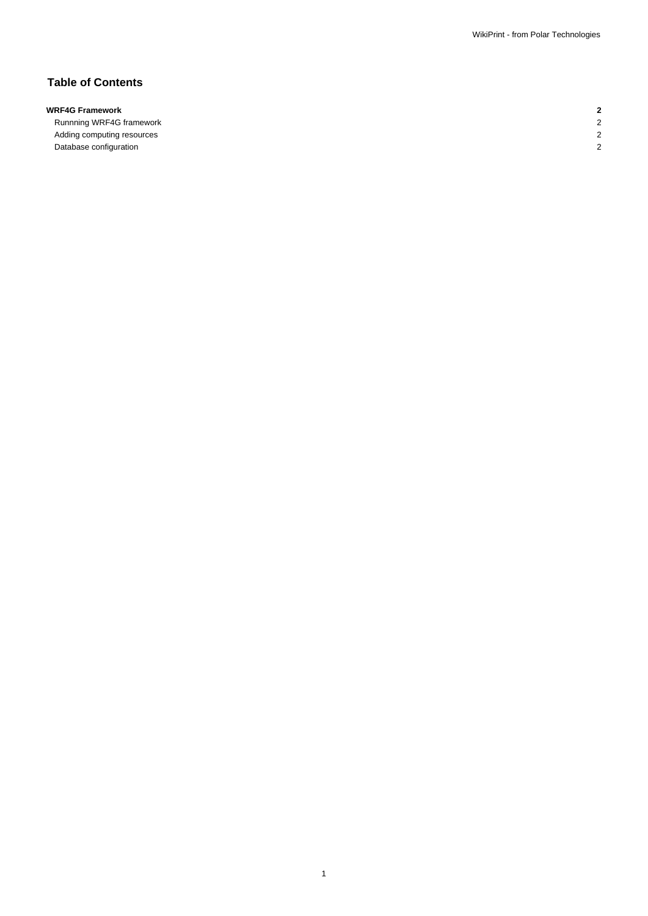## Table of Contents

| | |
|---|---|
| **WRF4G Framework** | **2** |
| Runnning WRF4G framework | 2 |
| Adding computing resources | 2 |
| Database configuration | 2 |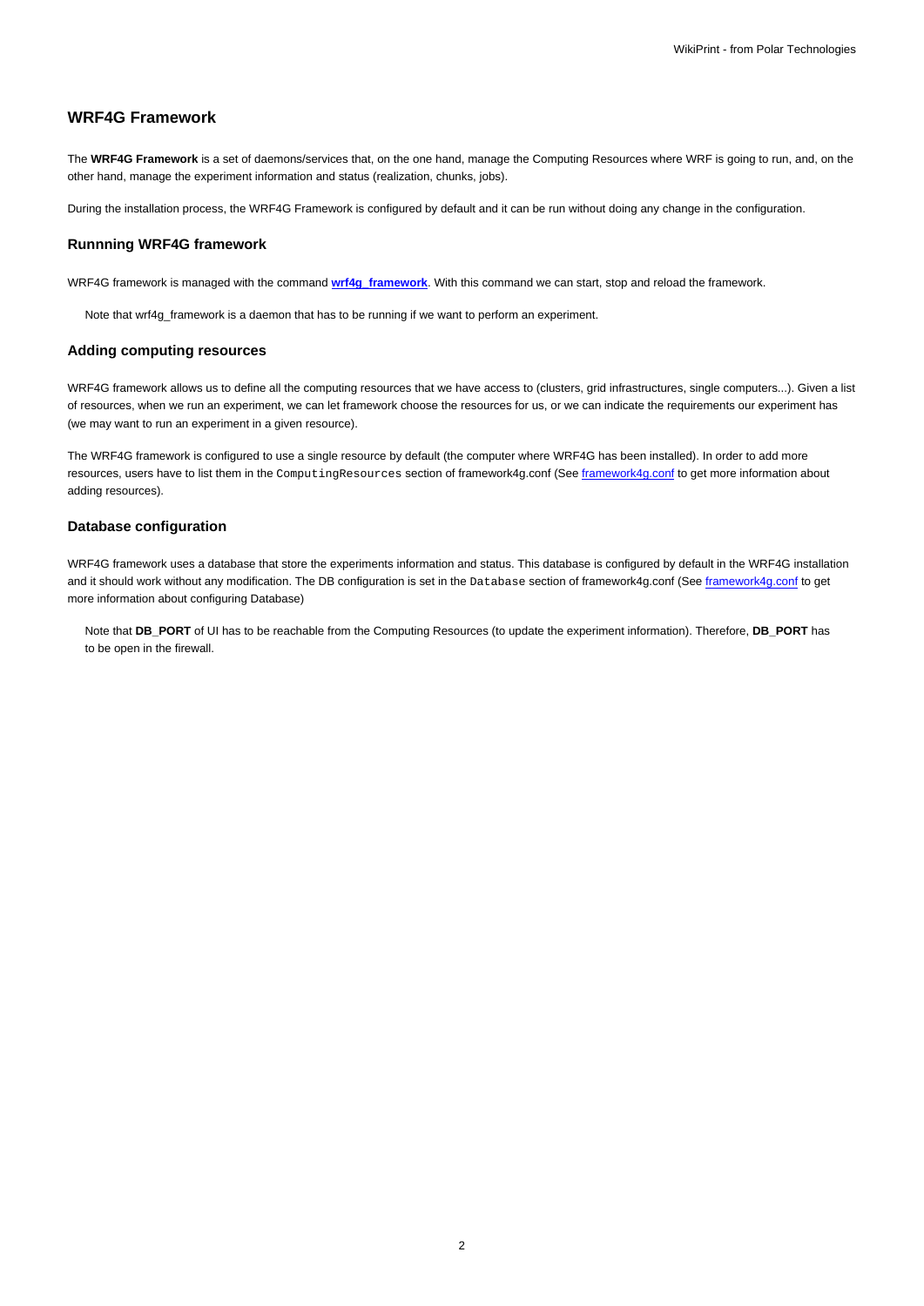## WRF4G Framework

The **WRF4G Framework** is a set of daemons/services that, on the one hand, manage the Computing Resources where WRF is going to run, and, on the other hand, manage the experiment information and status (realization, chunks, jobs).

During the installation process, the WRF4G Framework is configured by default and it can be run without doing any change in the configuration.

### Runnning WRF4G framework

WRF4G framework is managed with the command **wrf4g_framework**. With this command we can start, stop and reload the framework.

> Note that wrf4g_framework is a daemon that has to be running if we want to perform an experiment.

### Adding computing resources

WRF4G framework allows us to define all the computing resources that we have access to (clusters, grid infrastructures, single computers...). Given a list of resources, when we run an experiment, we can let framework choose the resources for us, or we can indicate the requirements our experiment has (we may want to run an experiment in a given resource).

The WRF4G framework is configured to use a single resource by default (the computer where WRF4G has been installed). In order to add more resources, users have to list them in the `ComputingResources` section of framework4g.conf (See framework4g.conf to get more information about adding resources).

### Database configuration

WRF4G framework uses a database that store the experiments information and status. This database is configured by default in the WRF4G installation and it should work without any modification. The DB configuration is set in the `Database` section of framework4g.conf (See framework4g.conf to get more information about configuring Database)

> Note that **DB_PORT** of UI has to be reachable from the Computing Resources (to update the experiment information). Therefore, **DB_PORT** has to be open in the firewall.